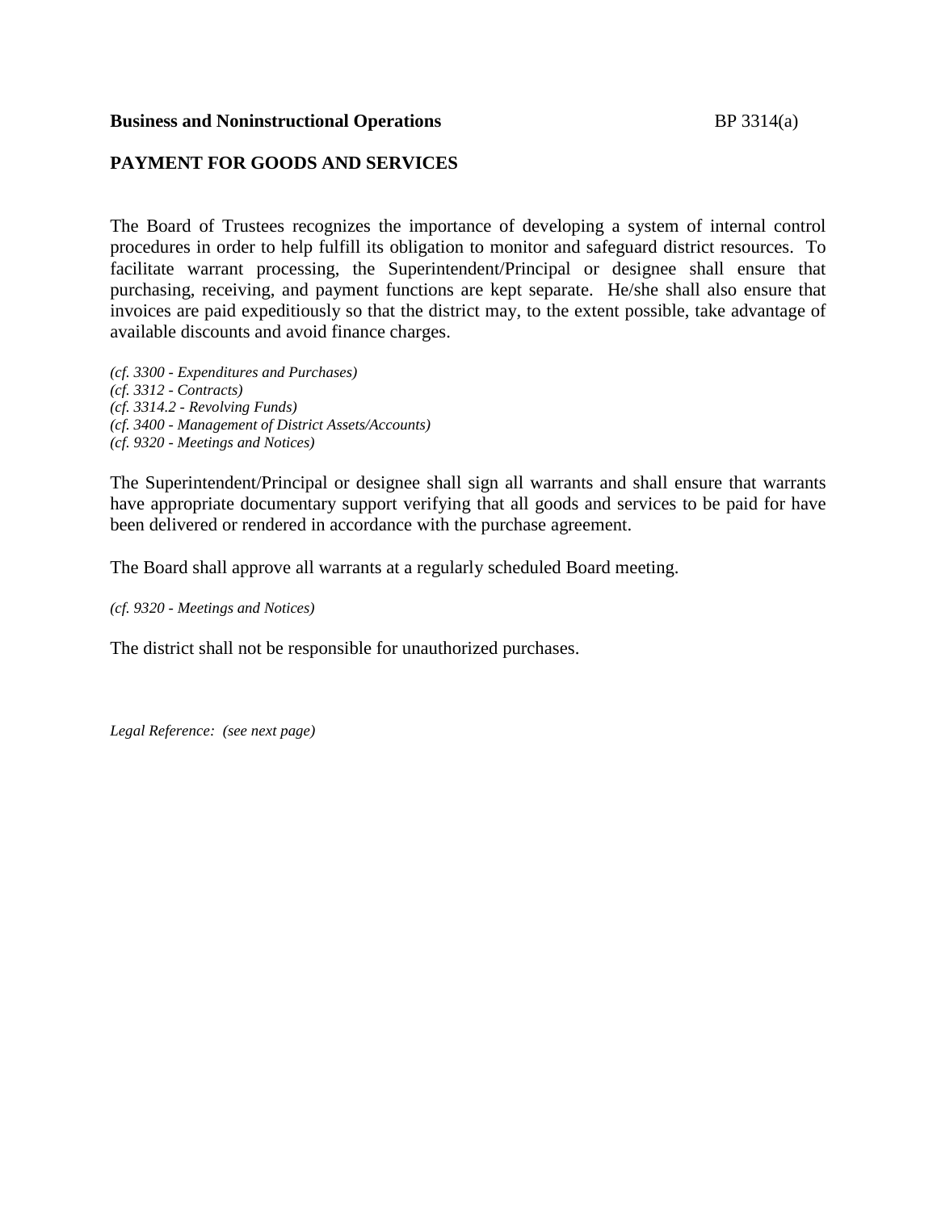**Business and Noninstructional Operations** BP 3314(a)

## PAYMENT FOR GOODS AND SERVICES

The Board of Trustees recognizes the importance of developing a system of internal control procedures in order to help fulfill its obligation to monitor and safeguard district resources. To facilitate warrant processing, the Superintendent/Principal or designee shall ensure that purchasing, receiving, and payment functions are kept separate. He/she shall also ensure that invoices are paid expeditiously so that the district may, to the extent possible, take advantage of available discounts and avoid finance charges.

*(cf. 3300 - Expenditures and Purchases)*
*(cf. 3312 - Contracts)*
*(cf. 3314.2 - Revolving Funds)*
*(cf. 3400 - Management of District Assets/Accounts)*
*(cf. 9320 - Meetings and Notices)*

The Superintendent/Principal or designee shall sign all warrants and shall ensure that warrants have appropriate documentary support verifying that all goods and services to be paid for have been delivered or rendered in accordance with the purchase agreement.

The Board shall approve all warrants at a regularly scheduled Board meeting.

*(cf. 9320 - Meetings and Notices)*

The district shall not be responsible for unauthorized purchases.

*Legal Reference: (see next page)*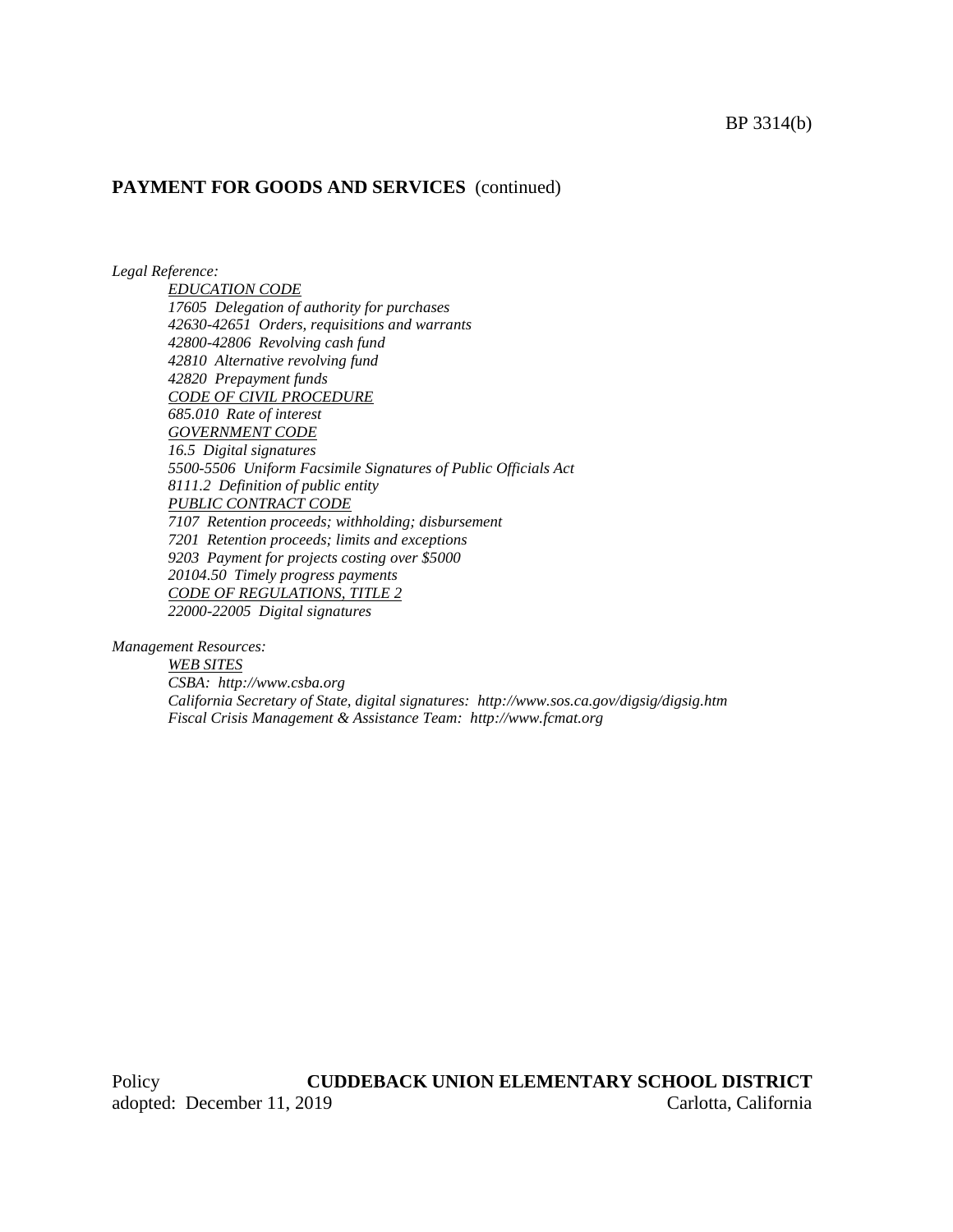**PAYMENT FOR GOODS AND SERVICES** (continued)

*Legal Reference:*

*EDUCATION CODE*
*17605 Delegation of authority for purchases*
*42630-42651 Orders, requisitions and warrants*
*42800-42806 Revolving cash fund*
*42810 Alternative revolving fund*
*42820 Prepayment funds*

*CODE OF CIVIL PROCEDURE*
*685.010 Rate of interest*

*GOVERNMENT CODE*
*16.5 Digital signatures*
*5500-5506 Uniform Facsimile Signatures of Public Officials Act*
*8111.2 Definition of public entity*

*PUBLIC CONTRACT CODE*
*7107 Retention proceeds; withholding; disbursement*
*7201 Retention proceeds; limits and exceptions*
*9203 Payment for projects costing over $5000*
*20104.50 Timely progress payments*

*CODE OF REGULATIONS, TITLE 2*
*22000-22005 Digital signatures*

*Management Resources:*

*WEB SITES*
*CSBA: http://www.csba.org*
*California Secretary of State, digital signatures: http://www.sos.ca.gov/digsig/digsig.htm*
*Fiscal Crisis Management & Assistance Team: http://www.fcmat.org*

Policy adopted: December 11, 2019

**CUDDEBACK UNION ELEMENTARY SCHOOL DISTRICT**
Carlotta, California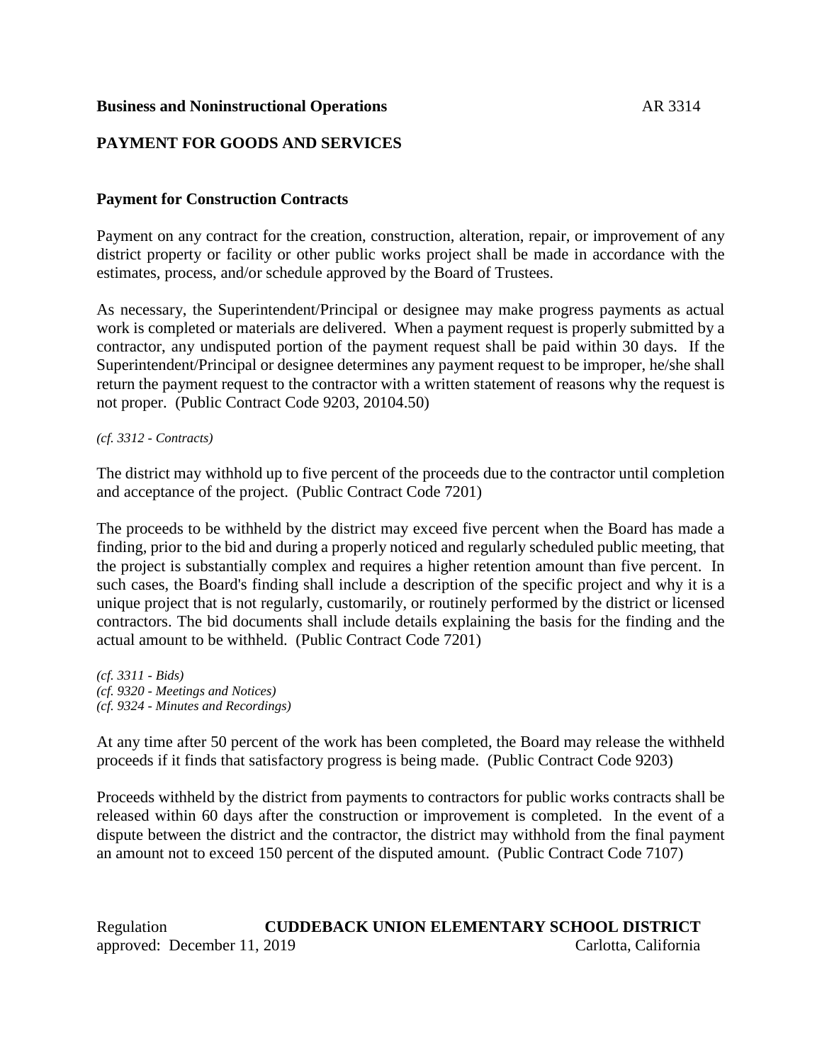**Business and Noninstructional Operations** AR 3314

**PAYMENT FOR GOODS AND SERVICES**

### Payment for Construction Contracts

Payment on any contract for the creation, construction, alteration, repair, or improvement of any district property or facility or other public works project shall be made in accordance with the estimates, process, and/or schedule approved by the Board of Trustees.

As necessary, the Superintendent/Principal or designee may make progress payments as actual work is completed or materials are delivered. When a payment request is properly submitted by a contractor, any undisputed portion of the payment request shall be paid within 30 days. If the Superintendent/Principal or designee determines any payment request to be improper, he/she shall return the payment request to the contractor with a written statement of reasons why the request is not proper. (Public Contract Code 9203, 20104.50)

*(cf. 3312 - Contracts)*

The district may withhold up to five percent of the proceeds due to the contractor until completion and acceptance of the project. (Public Contract Code 7201)

The proceeds to be withheld by the district may exceed five percent when the Board has made a finding, prior to the bid and during a properly noticed and regularly scheduled public meeting, that the project is substantially complex and requires a higher retention amount than five percent. In such cases, the Board's finding shall include a description of the specific project and why it is a unique project that is not regularly, customarily, or routinely performed by the district or licensed contractors. The bid documents shall include details explaining the basis for the finding and the actual amount to be withheld. (Public Contract Code 7201)

*(cf. 3311 - Bids)*
*(cf. 9320 - Meetings and Notices)*
*(cf. 9324 - Minutes and Recordings)*

At any time after 50 percent of the work has been completed, the Board may release the withheld proceeds if it finds that satisfactory progress is being made. (Public Contract Code 9203)

Proceeds withheld by the district from payments to contractors for public works contracts shall be released within 60 days after the construction or improvement is completed. In the event of a dispute between the district and the contractor, the district may withhold from the final payment an amount not to exceed 150 percent of the disputed amount. (Public Contract Code 7107)

Regulation **CUDDEBACK UNION ELEMENTARY SCHOOL DISTRICT**
approved: December 11, 2019 Carlotta, California